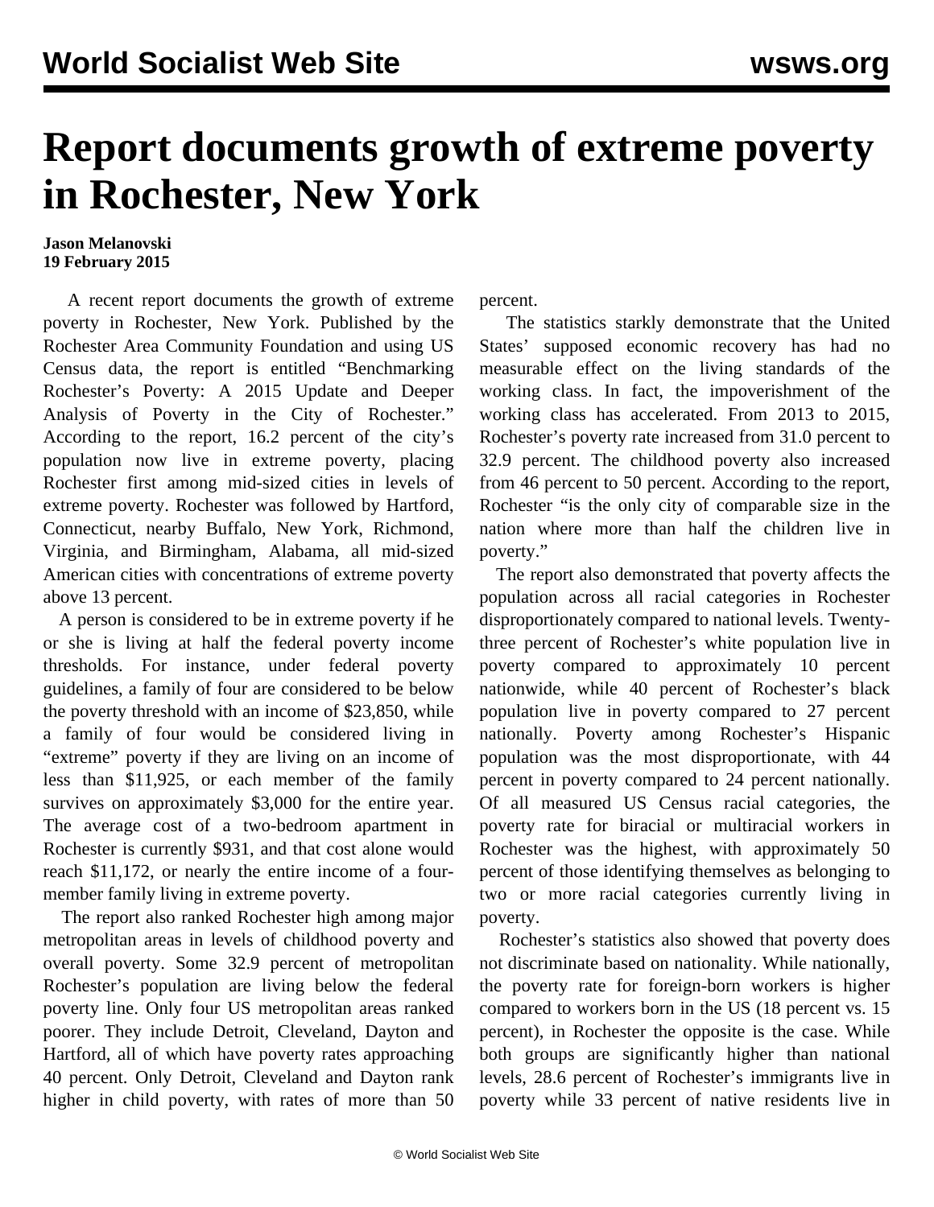# Report documents growth of extreme poverty in Rochester, New York

**Jason Melanovski**
**19 February 2015**

A recent report documents the growth of extreme poverty in Rochester, New York. Published by the Rochester Area Community Foundation and using US Census data, the report is entitled "Benchmarking Rochester's Poverty: A 2015 Update and Deeper Analysis of Poverty in the City of Rochester." According to the report, 16.2 percent of the city's population now live in extreme poverty, placing Rochester first among mid-sized cities in levels of extreme poverty. Rochester was followed by Hartford, Connecticut, nearby Buffalo, New York, Richmond, Virginia, and Birmingham, Alabama, all mid-sized American cities with concentrations of extreme poverty above 13 percent.

A person is considered to be in extreme poverty if he or she is living at half the federal poverty income thresholds. For instance, under federal poverty guidelines, a family of four are considered to be below the poverty threshold with an income of $23,850, while a family of four would be considered living in "extreme" poverty if they are living on an income of less than $11,925, or each member of the family survives on approximately $3,000 for the entire year. The average cost of a two-bedroom apartment in Rochester is currently $931, and that cost alone would reach $11,172, or nearly the entire income of a four-member family living in extreme poverty.

The report also ranked Rochester high among major metropolitan areas in levels of childhood poverty and overall poverty. Some 32.9 percent of metropolitan Rochester's population are living below the federal poverty line. Only four US metropolitan areas ranked poorer. They include Detroit, Cleveland, Dayton and Hartford, all of which have poverty rates approaching 40 percent. Only Detroit, Cleveland and Dayton rank higher in child poverty, with rates of more than 50 percent.

The statistics starkly demonstrate that the United States' supposed economic recovery has had no measurable effect on the living standards of the working class. In fact, the impoverishment of the working class has accelerated. From 2013 to 2015, Rochester's poverty rate increased from 31.0 percent to 32.9 percent. The childhood poverty also increased from 46 percent to 50 percent. According to the report, Rochester "is the only city of comparable size in the nation where more than half the children live in poverty."

The report also demonstrated that poverty affects the population across all racial categories in Rochester disproportionately compared to national levels. Twenty-three percent of Rochester's white population live in poverty compared to approximately 10 percent nationwide, while 40 percent of Rochester's black population live in poverty compared to 27 percent nationally. Poverty among Rochester's Hispanic population was the most disproportionate, with 44 percent in poverty compared to 24 percent nationally. Of all measured US Census racial categories, the poverty rate for biracial or multiracial workers in Rochester was the highest, with approximately 50 percent of those identifying themselves as belonging to two or more racial categories currently living in poverty.

Rochester's statistics also showed that poverty does not discriminate based on nationality. While nationally, the poverty rate for foreign-born workers is higher compared to workers born in the US (18 percent vs. 15 percent), in Rochester the opposite is the case. While both groups are significantly higher than national levels, 28.6 percent of Rochester's immigrants live in poverty while 33 percent of native residents live in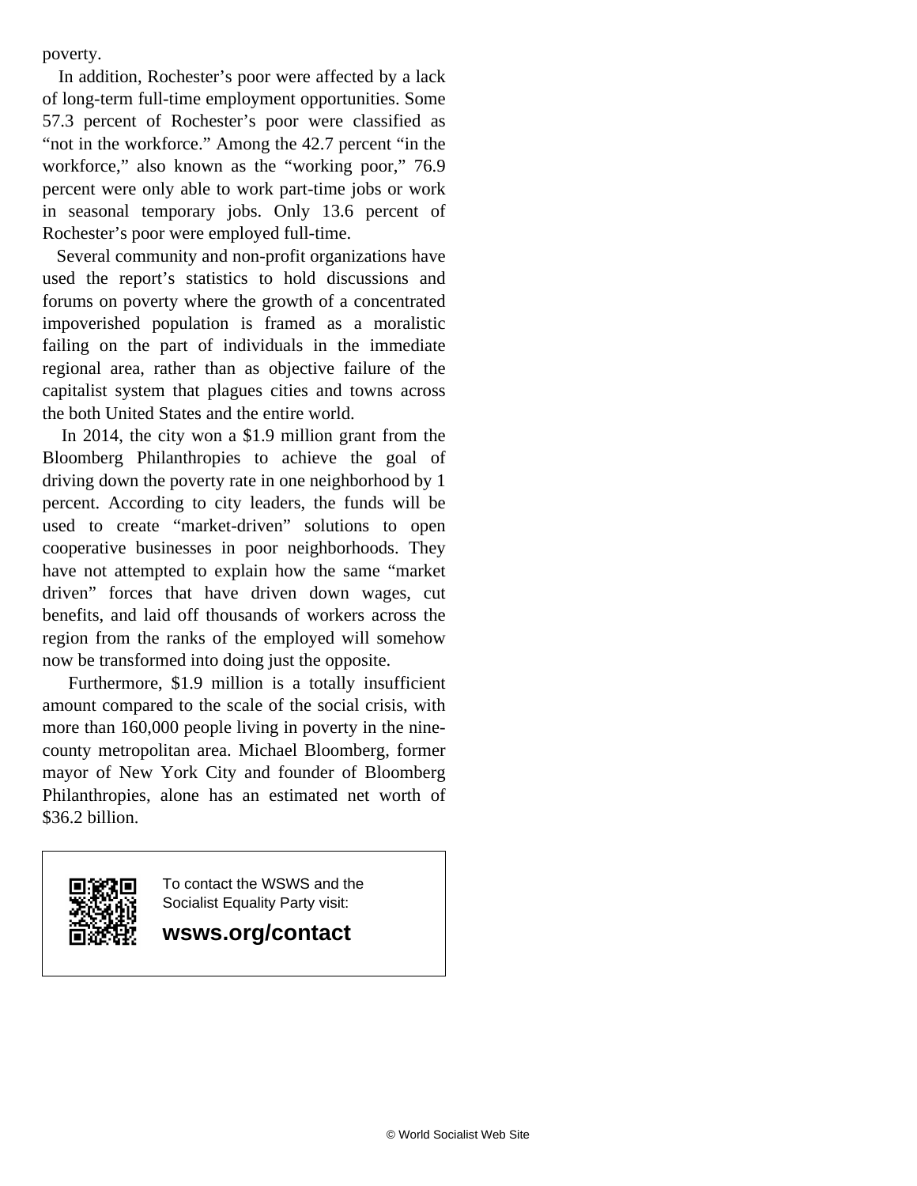poverty.

In addition, Rochester's poor were affected by a lack of long-term full-time employment opportunities. Some 57.3 percent of Rochester's poor were classified as "not in the workforce." Among the 42.7 percent "in the workforce," also known as the "working poor," 76.9 percent were only able to work part-time jobs or work in seasonal temporary jobs. Only 13.6 percent of Rochester's poor were employed full-time.

Several community and non-profit organizations have used the report's statistics to hold discussions and forums on poverty where the growth of a concentrated impoverished population is framed as a moralistic failing on the part of individuals in the immediate regional area, rather than as objective failure of the capitalist system that plagues cities and towns across the both United States and the entire world.

In 2014, the city won a $1.9 million grant from the Bloomberg Philanthropies to achieve the goal of driving down the poverty rate in one neighborhood by 1 percent. According to city leaders, the funds will be used to create "market-driven" solutions to open cooperative businesses in poor neighborhoods. They have not attempted to explain how the same "market driven" forces that have driven down wages, cut benefits, and laid off thousands of workers across the region from the ranks of the employed will somehow now be transformed into doing just the opposite.

Furthermore, $1.9 million is a totally insufficient amount compared to the scale of the social crisis, with more than 160,000 people living in poverty in the nine-county metropolitan area. Michael Bloomberg, former mayor of New York City and founder of Bloomberg Philanthropies, alone has an estimated net worth of $36.2 billion.

To contact the WSWS and the Socialist Equality Party visit:

**wsws.org/contact**